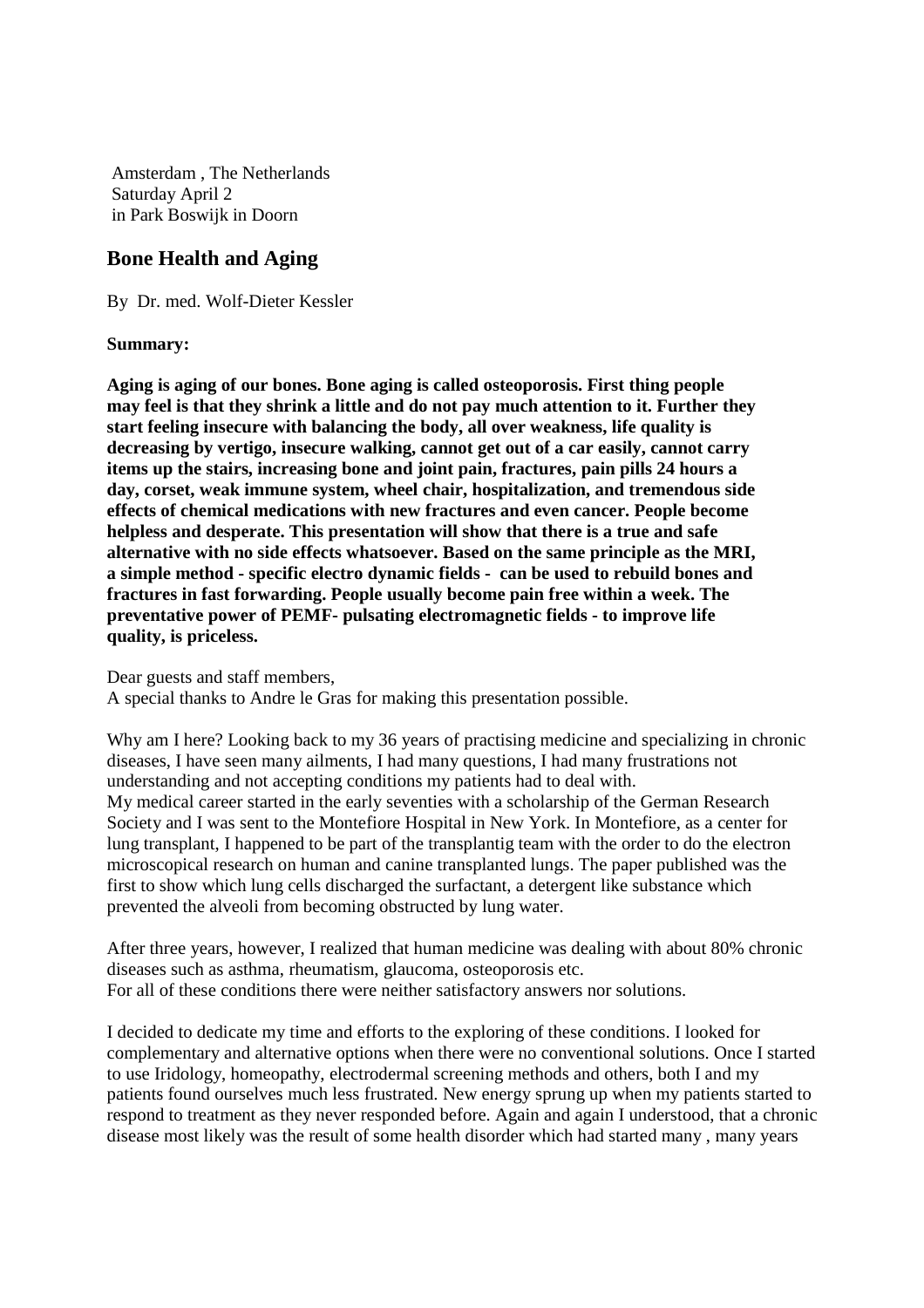Amsterdam , The Netherlands
Saturday April 2
in Park Boswijk in Doorn

## Bone Health and Aging

By Dr. med. Wolf-Dieter Kessler

**Summary:**

**Aging is aging of our bones. Bone aging is called osteoporosis. First thing people may feel is that they shrink a little and do not pay much attention to it. Further they start feeling insecure with balancing the body, all over weakness, life quality is decreasing by vertigo, insecure walking, cannot get out of a car easily, cannot carry items up the stairs, increasing bone and joint pain, fractures, pain pills 24 hours a day, corset, weak immune system, wheel chair, hospitalization, and tremendous side effects of chemical medications with new fractures and even cancer. People become helpless and desperate. This presentation will show that there is a true and safe alternative with no side effects whatsoever. Based on the same principle as the MRI, a simple method - specific electro dynamic fields - can be used to rebuild bones and fractures in fast forwarding. People usually become pain free within a week. The preventative power of PEMF- pulsating electromagnetic fields - to improve life quality, is priceless.**

Dear guests and staff members,
A special thanks to Andre le Gras for making this presentation possible.

Why am I here? Looking back to my 36 years of practising medicine and specializing in chronic diseases, I have seen many ailments, I had many questions, I had many frustrations not understanding and not accepting conditions my patients had to deal with.
My medical career started in the early seventies with a scholarship of the German Research Society and I was sent to the Montefiore Hospital in New York. In Montefiore, as a center for lung transplant, I happened to be part of the transplantig team with the order to do the electron microscopical research on human and canine transplanted lungs. The paper published was the first to show which lung cells discharged the surfactant, a detergent like substance which prevented the alveoli from becoming obstructed by lung water.

After three years, however, I realized that human medicine was dealing with about 80% chronic diseases such as asthma, rheumatism, glaucoma, osteoporosis etc.
For all of these conditions there were neither satisfactory answers nor solutions.

I decided to dedicate my time and efforts to the exploring of these conditions. I looked for complementary and alternative options when there were no conventional solutions. Once I started to use Iridology, homeopathy, electrodermal screening methods and others, both I and my patients found ourselves much less frustrated. New energy sprung up when my patients started to respond to treatment as they never responded before. Again and again I understood, that a chronic disease most likely was the result of some health disorder which had started many , many years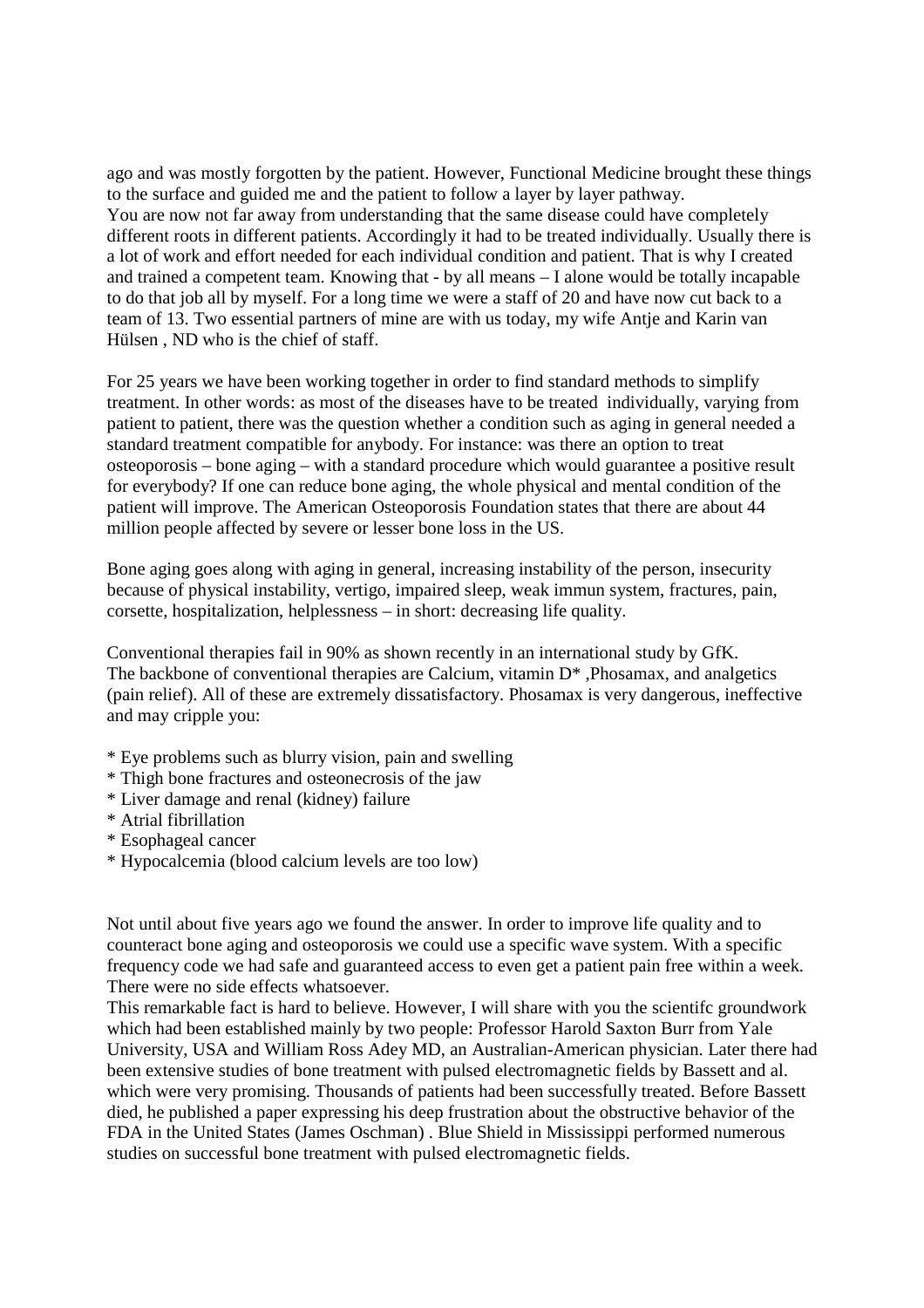ago and was mostly forgotten by the patient. However, Functional Medicine brought these things to the surface and guided me and the patient to follow a layer by layer pathway.
You are now not far away from understanding that the same disease could have completely different roots in different patients. Accordingly it had to be treated individually. Usually there is a lot of work and effort needed for each individual condition and patient. That is why I created and trained a competent team. Knowing that - by all means – I alone would be totally incapable to do that job all by myself. For a long time we were a staff of 20 and have now cut back to a team of 13. Two essential partners of mine are with us today, my wife Antje and Karin van Hülsen , ND who is the chief of staff.

For 25 years we have been working together in order to find standard methods to simplify treatment. In other words: as most of the diseases have to be treated individually, varying from patient to patient, there was the question whether a condition such as aging in general needed a standard treatment compatible for anybody. For instance: was there an option to treat osteoporosis – bone aging – with a standard procedure which would guarantee a positive result for everybody? If one can reduce bone aging, the whole physical and mental condition of the patient will improve. The American Osteoporosis Foundation states that there are about 44 million people affected by severe or lesser bone loss in the US.

Bone aging goes along with aging in general, increasing instability of the person, insecurity because of physical instability, vertigo, impaired sleep, weak immun system, fractures, pain, corsette, hospitalization, helplessness – in short: decreasing life quality.

Conventional therapies fail in 90% as shown recently in an international study by GfK.
The backbone of conventional therapies are Calcium, vitamin D* ,Phosamax, and analgetics (pain relief). All of these are extremely dissatisfactory. Phosamax is very dangerous, ineffective and may cripple you:

* Eye problems such as blurry vision, pain and swelling
* Thigh bone fractures and osteonecrosis of the jaw
* Liver damage and renal (kidney) failure
* Atrial fibrillation
* Esophageal cancer
* Hypocalcemia (blood calcium levels are too low)

Not until about five years ago we found the answer. In order to improve life quality and to counteract bone aging and osteoporosis we could use a specific wave system. With a specific frequency code we had safe and guaranteed access to even get a patient pain free within a week. There were no side effects whatsoever.
This remarkable fact is hard to believe. However, I will share with you the scientifc groundwork which had been established mainly by two people: Professor Harold Saxton Burr from Yale University, USA and William Ross Adey MD, an Australian-American physician. Later there had been extensive studies of bone treatment with pulsed electromagnetic fields by Bassett and al. which were very promising. Thousands of patients had been successfully treated. Before Bassett died, he published a paper expressing his deep frustration about the obstructive behavior of the FDA in the United States (James Oschman) . Blue Shield in Mississippi performed numerous studies on successful bone treatment with pulsed electromagnetic fields.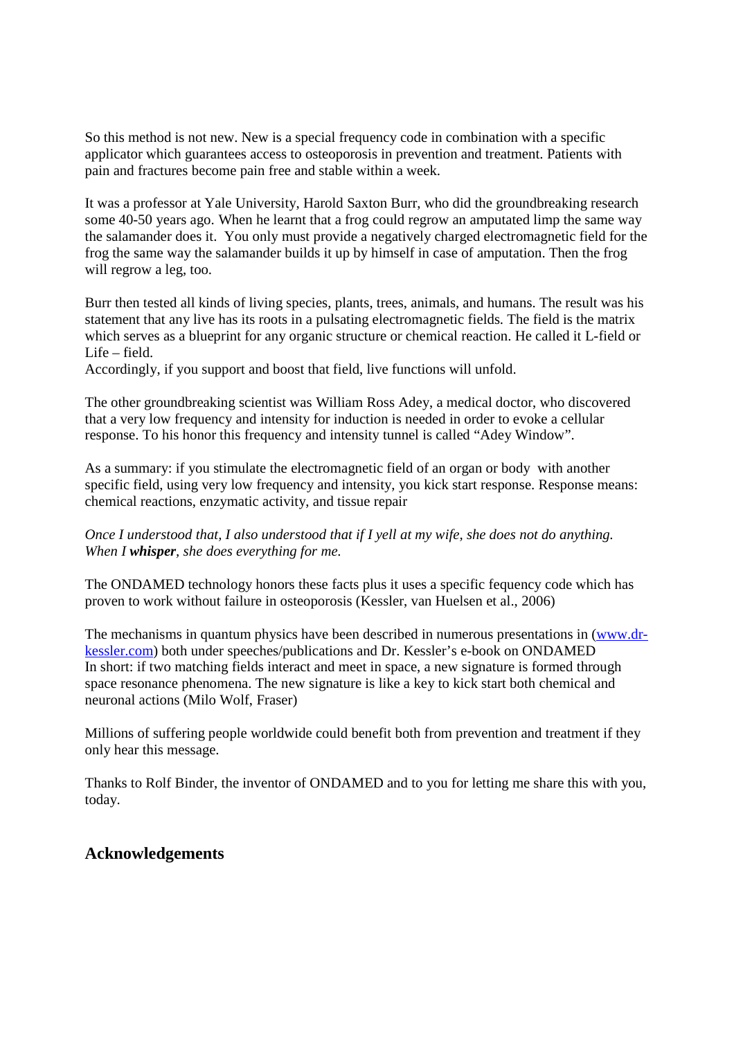So this method is not new. New is a special frequency code in combination with a specific applicator which guarantees access to osteoporosis in prevention and treatment. Patients with pain and fractures become pain free and stable within a week.

It was a professor at Yale University, Harold Saxton Burr, who did the groundbreaking research some 40-50 years ago. When he learnt that a frog could regrow an amputated limp the same way the salamander does it. You only must provide a negatively charged electromagnetic field for the frog the same way the salamander builds it up by himself in case of amputation. Then the frog will regrow a leg, too.

Burr then tested all kinds of living species, plants, trees, animals, and humans. The result was his statement that any live has its roots in a pulsating electromagnetic fields. The field is the matrix which serves as a blueprint for any organic structure or chemical reaction. He called it L-field or Life – field.
Accordingly, if you support and boost that field, live functions will unfold.

The other groundbreaking scientist was William Ross Adey, a medical doctor, who discovered that a very low frequency and intensity for induction is needed in order to evoke a cellular response. To his honor this frequency and intensity tunnel is called "Adey Window".

As a summary: if you stimulate the electromagnetic field of an organ or body with another specific field, using very low frequency and intensity, you kick start response. Response means: chemical reactions, enzymatic activity, and tissue repair

*Once I understood that, I also understood that if I yell at my wife, she does not do anything. When I **whisper**, she does everything for me.*

The ONDAMED technology honors these facts plus it uses a specific fequency code which has proven to work without failure in osteoporosis (Kessler, van Huelsen et al., 2006)

The mechanisms in quantum physics have been described in numerous presentations in (www.dr-kessler.com) both under speeches/publications and Dr. Kessler's e-book on ONDAMED
In short: if two matching fields interact and meet in space, a new signature is formed through space resonance phenomena. The new signature is like a key to kick start both chemical and neuronal actions (Milo Wolf, Fraser)

Millions of suffering people worldwide could benefit both from prevention and treatment if they only hear this message.

Thanks to Rolf Binder, the inventor of ONDAMED and to you for letting me share this with you, today.

## Acknowledgements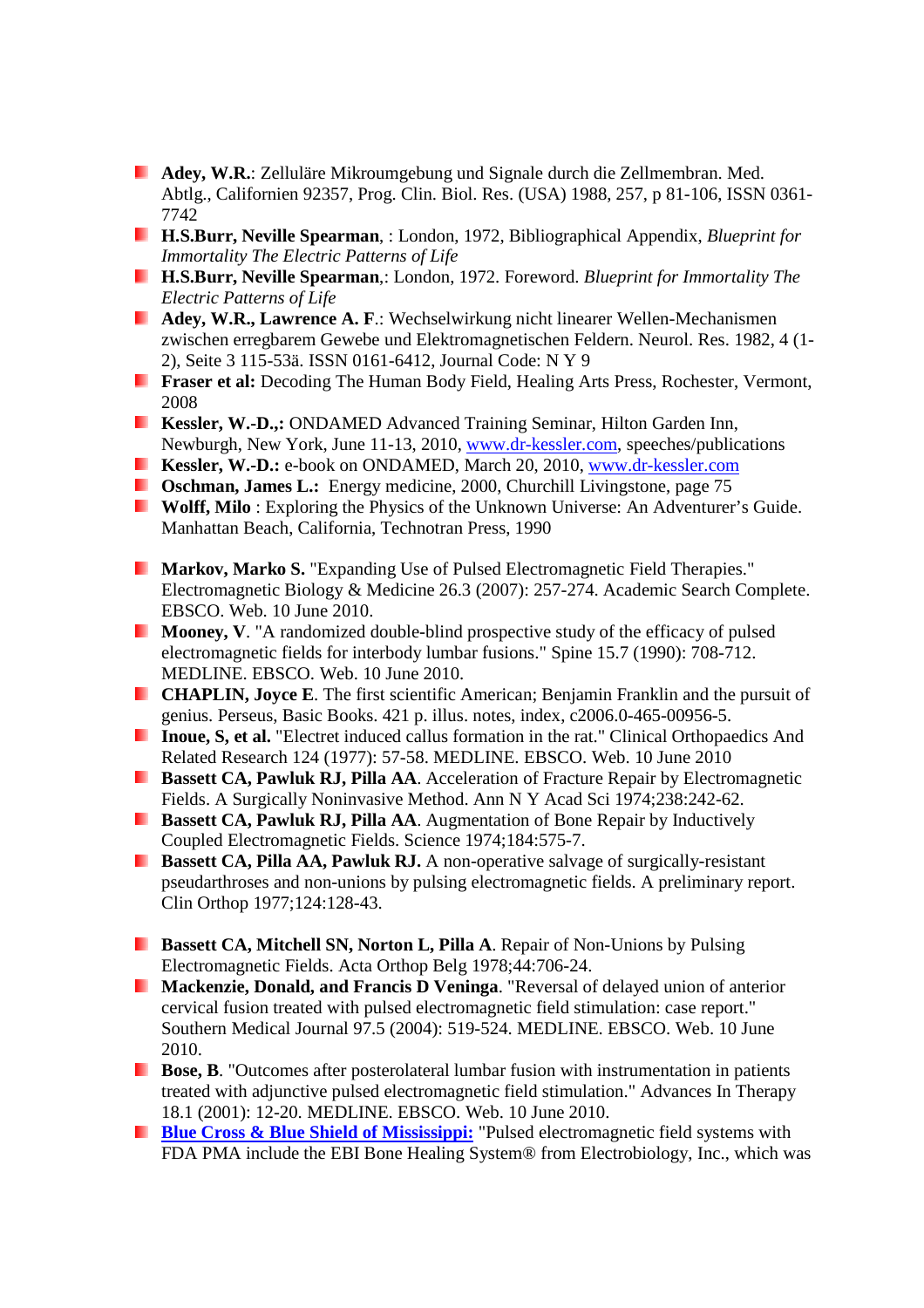- **Adey, W.R.**: Zelluläre Mikroumgebung und Signale durch die Zellmembran. Med. Abtlg., Californien 92357, Prog. Clin. Biol. Res. (USA) 1988, 257, p 81-106, ISSN 0361-7742
- **H.S.Burr, Neville Spearman**, : London, 1972, Bibliographical Appendix, *Blueprint for Immortality The Electric Patterns of Life*
- **H.S.Burr, Neville Spearman**,: London, 1972. Foreword. *Blueprint for Immortality The Electric Patterns of Life*
- **Adey, W.R., Lawrence A. F**.: Wechselwirkung nicht linearer Wellen-Mechanismen zwischen erregbarem Gewebe und Elektromagnetischen Feldern. Neurol. Res. 1982, 4 (1-2), Seite 3 115-53ä. ISSN 0161-6412, Journal Code: N Y 9
- **Fraser et al:** Decoding The Human Body Field, Healing Arts Press, Rochester, Vermont, 2008
- **Kessler, W.-D.,:** ONDAMED Advanced Training Seminar, Hilton Garden Inn, Newburgh, New York, June 11-13, 2010, www.dr-kessler.com, speeches/publications
- **Kessler, W.-D.:** e-book on ONDAMED, March 20, 2010, www.dr-kessler.com
- **Oschman, James L.:** Energy medicine, 2000, Churchill Livingstone, page 75
- **Wolff, Milo** : Exploring the Physics of the Unknown Universe: An Adventurer's Guide. Manhattan Beach, California, Technotran Press, 1990

- **Markov, Marko S.** "Expanding Use of Pulsed Electromagnetic Field Therapies." Electromagnetic Biology & Medicine 26.3 (2007): 257-274. Academic Search Complete. EBSCO. Web. 10 June 2010.
- **Mooney, V**. "A randomized double-blind prospective study of the efficacy of pulsed electromagnetic fields for interbody lumbar fusions." Spine 15.7 (1990): 708-712. MEDLINE. EBSCO. Web. 10 June 2010.
- **CHAPLIN, Joyce E**. The first scientific American; Benjamin Franklin and the pursuit of genius. Perseus, Basic Books. 421 p. illus. notes, index, c2006.0-465-00956-5.
- **Inoue, S, et al.** "Electret induced callus formation in the rat." Clinical Orthopaedics And Related Research 124 (1977): 57-58. MEDLINE. EBSCO. Web. 10 June 2010
- **Bassett CA, Pawluk RJ, Pilla AA**. Acceleration of Fracture Repair by Electromagnetic Fields. A Surgically Noninvasive Method. Ann N Y Acad Sci 1974;238:242-62.
- **Bassett CA, Pawluk RJ, Pilla AA**. Augmentation of Bone Repair by Inductively Coupled Electromagnetic Fields. Science 1974;184:575-7.
- **Bassett CA, Pilla AA, Pawluk RJ.** A non-operative salvage of surgically-resistant pseudarthroses and non-unions by pulsing electromagnetic fields. A preliminary report. Clin Orthop 1977;124:128-43.

- **Bassett CA, Mitchell SN, Norton L, Pilla A**. Repair of Non-Unions by Pulsing Electromagnetic Fields. Acta Orthop Belg 1978;44:706-24.
- **Mackenzie, Donald, and Francis D Veninga**. "Reversal of delayed union of anterior cervical fusion treated with pulsed electromagnetic field stimulation: case report." Southern Medical Journal 97.5 (2004): 519-524. MEDLINE. EBSCO. Web. 10 June 2010.
- **Bose, B**. "Outcomes after posterolateral lumbar fusion with instrumentation in patients treated with adjunctive pulsed electromagnetic field stimulation." Advances In Therapy 18.1 (2001): 12-20. MEDLINE. EBSCO. Web. 10 June 2010.
- **Blue Cross & Blue Shield of Mississippi:** "Pulsed electromagnetic field systems with FDA PMA include the EBI Bone Healing System® from Electrobiology, Inc., which was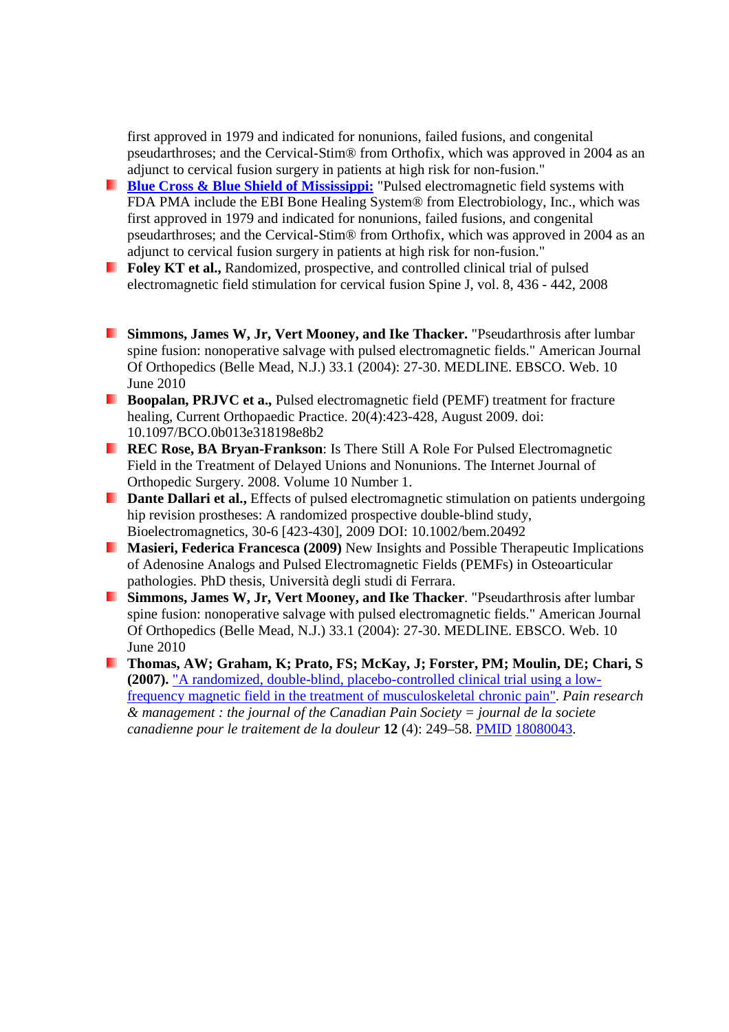first approved in 1979 and indicated for nonunions, failed fusions, and congenital pseudarthroses; and the Cervical-Stim® from Orthofix, which was approved in 2004 as an adjunct to cervical fusion surgery in patients at high risk for non-fusion."

- **Blue Cross & Blue Shield of Mississippi:** "Pulsed electromagnetic field systems with FDA PMA include the EBI Bone Healing System® from Electrobiology, Inc., which was first approved in 1979 and indicated for nonunions, failed fusions, and congenital pseudarthroses; and the Cervical-Stim® from Orthofix, which was approved in 2004 as an adjunct to cervical fusion surgery in patients at high risk for non-fusion."
- **Foley KT et al.,** Randomized, prospective, and controlled clinical trial of pulsed electromagnetic field stimulation for cervical fusion Spine J, vol. 8, 436 - 442, 2008

- **Simmons, James W, Jr, Vert Mooney, and Ike Thacker.** "Pseudarthrosis after lumbar spine fusion: nonoperative salvage with pulsed electromagnetic fields." American Journal Of Orthopedics (Belle Mead, N.J.) 33.1 (2004): 27-30. MEDLINE. EBSCO. Web. 10 June 2010
- **Boopalan, PRJVC et a.,** Pulsed electromagnetic field (PEMF) treatment for fracture healing, Current Orthopaedic Practice. 20(4):423-428, August 2009. doi: 10.1097/BCO.0b013e318198e8b2
- **REC Rose, BA Bryan-Frankson**: Is There Still A Role For Pulsed Electromagnetic Field in the Treatment of Delayed Unions and Nonunions. The Internet Journal of Orthopedic Surgery. 2008. Volume 10 Number 1.
- **Dante Dallari et al.,** Effects of pulsed electromagnetic stimulation on patients undergoing hip revision prostheses: A randomized prospective double-blind study, Bioelectromagnetics, 30-6 [423-430], 2009 DOI: 10.1002/bem.20492
- **Masieri, Federica Francesca (2009)** New Insights and Possible Therapeutic Implications of Adenosine Analogs and Pulsed Electromagnetic Fields (PEMFs) in Osteoarticular pathologies. PhD thesis, Università degli studi di Ferrara.
- **Simmons, James W, Jr, Vert Mooney, and Ike Thacker**. "Pseudarthrosis after lumbar spine fusion: nonoperative salvage with pulsed electromagnetic fields." American Journal Of Orthopedics (Belle Mead, N.J.) 33.1 (2004): 27-30. MEDLINE. EBSCO. Web. 10 June 2010
- **Thomas, AW; Graham, K; Prato, FS; McKay, J; Forster, PM; Moulin, DE; Chari, S (2007).** "A randomized, double-blind, placebo-controlled clinical trial using a low-frequency magnetic field in the treatment of musculoskeletal chronic pain". *Pain research & management : the journal of the Canadian Pain Society = journal de la societe canadienne pour le traitement de la douleur* **12** (4): 249–58. PMID 18080043.